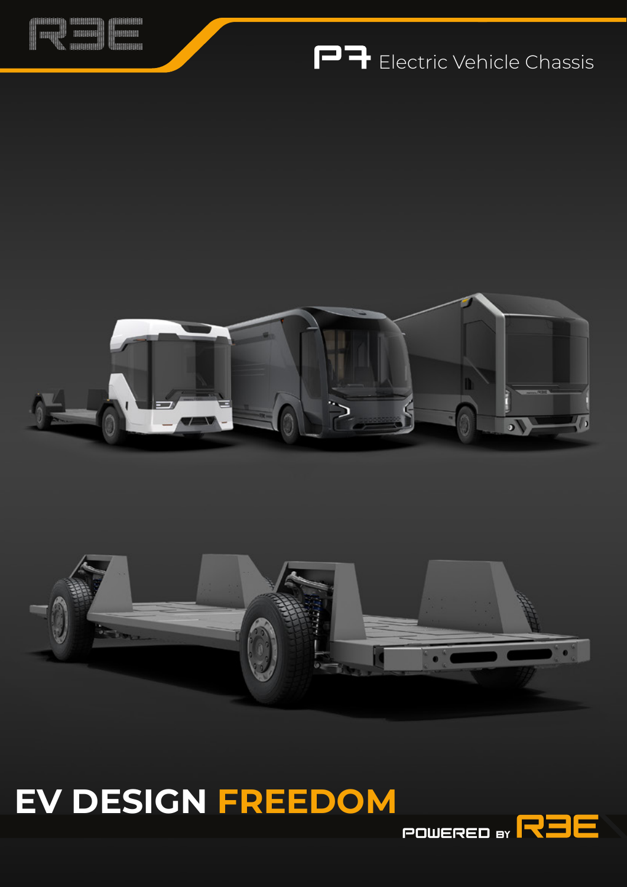REE

# P7 Electric Vehicle Chassis

# EV DESIGN **FREEDOM**

POWERED BY REE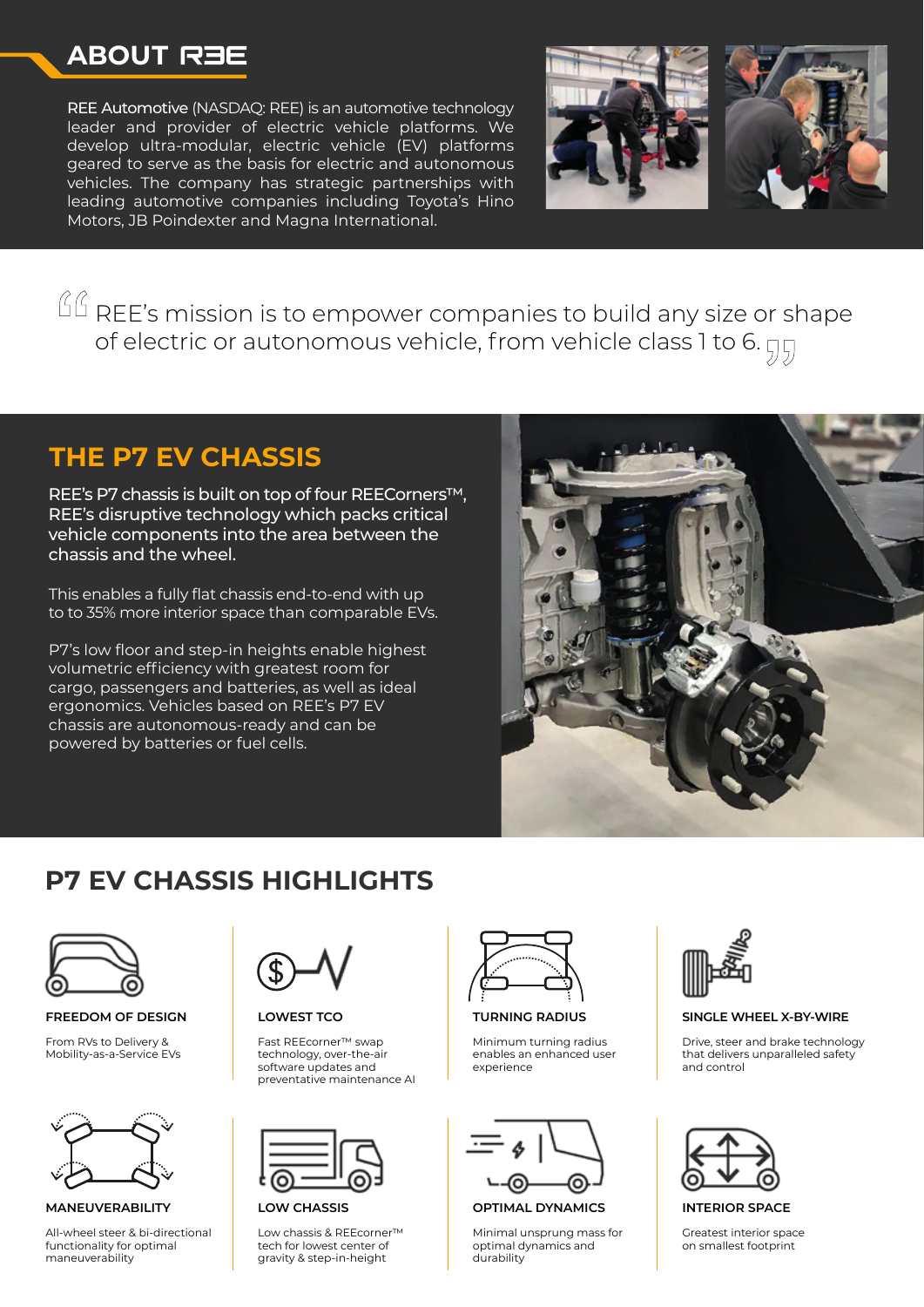## ABOUT REE

REE Automotive (NASDAQ: REE) is an automotive technology leader and provider of electric vehicle platforms. We develop ultra-modular, electric vehicle (EV) platforms geared to serve as the basis for electric and autonomous vehicles. The company has strategic partnerships with leading automotive companies including Toyota's Hino Motors, JB Poindexter and Magna International.

> REE's mission is to empower companies to build any size or shape of electric or autonomous vehicle, from vehicle class 1 to 6.

## THE P7 EV CHASSIS

**REE's P7 chassis is built on top of four REECorners™, REE's disruptive technology which packs critical vehicle components into the area between the chassis and the wheel.**

This enables a fully flat chassis end-to-end with up to to 35% more interior space than comparable EVs.

P7's low floor and step-in heights enable highest volumetric efficiency with greatest room for cargo, passengers and batteries, as well as ideal ergonomics. Vehicles based on REE's P7 EV chassis are autonomous-ready and can be powered by batteries or fuel cells.

## P7 EV CHASSIS HIGHLIGHTS

**FREEDOM OF DESIGN**

From RVs to Delivery & Mobility-as-a-Service EVs

**LOWEST TCO**

Fast REEcorner™ swap technology, over-the-air software updates and preventative maintenance AI

**TURNING RADIUS**

Minimum turning radius enables an enhanced user experience

**SINGLE WHEEL X-BY-WIRE**

Drive, steer and brake technology that delivers unparalleled safety and control

**MANEUVERABILITY**

All-wheel steer & bi-directional functionality for optimal maneuverability

**LOW CHASSIS**

Low chassis & REEcorner™ tech for lowest center of gravity & step-in-height

**OPTIMAL DYNAMICS**

Minimal unsprung mass for optimal dynamics and durability

**INTERIOR SPACE**

Greatest interior space on smallest footprint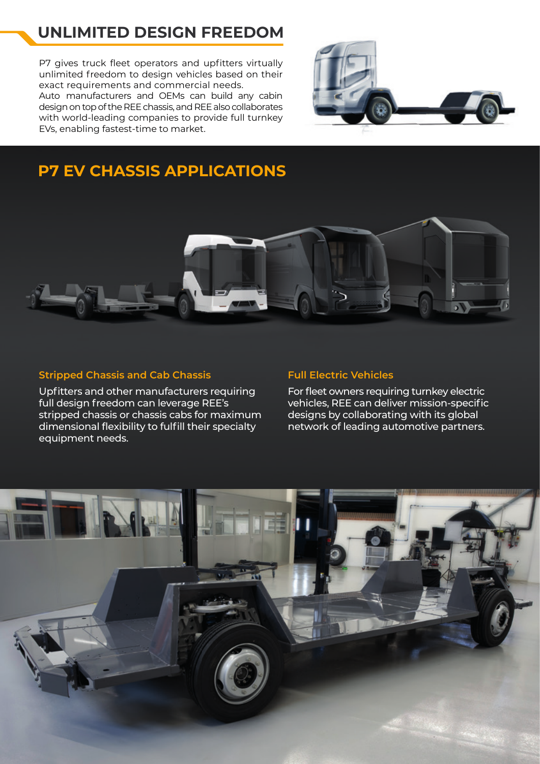## UNLIMITED DESIGN FREEDOM

P7 gives truck fleet operators and upfitters virtually unlimited freedom to design vehicles based on their exact requirements and commercial needs.
Auto manufacturers and OEMs can build any cabin design on top of the REE chassis, and REE also collaborates with world-leading companies to provide full turnkey EVs, enabling fastest-time to market.

## P7 EV CHASSIS APPLICATIONS

### Stripped Chassis and Cab Chassis

Upfitters and other manufacturers requiring full design freedom can leverage REE's stripped chassis or chassis cabs for maximum dimensional flexibility to fulfill their specialty equipment needs.

### Full Electric Vehicles

For fleet owners requiring turnkey electric vehicles, REE can deliver mission-specific designs by collaborating with its global network of leading automotive partners.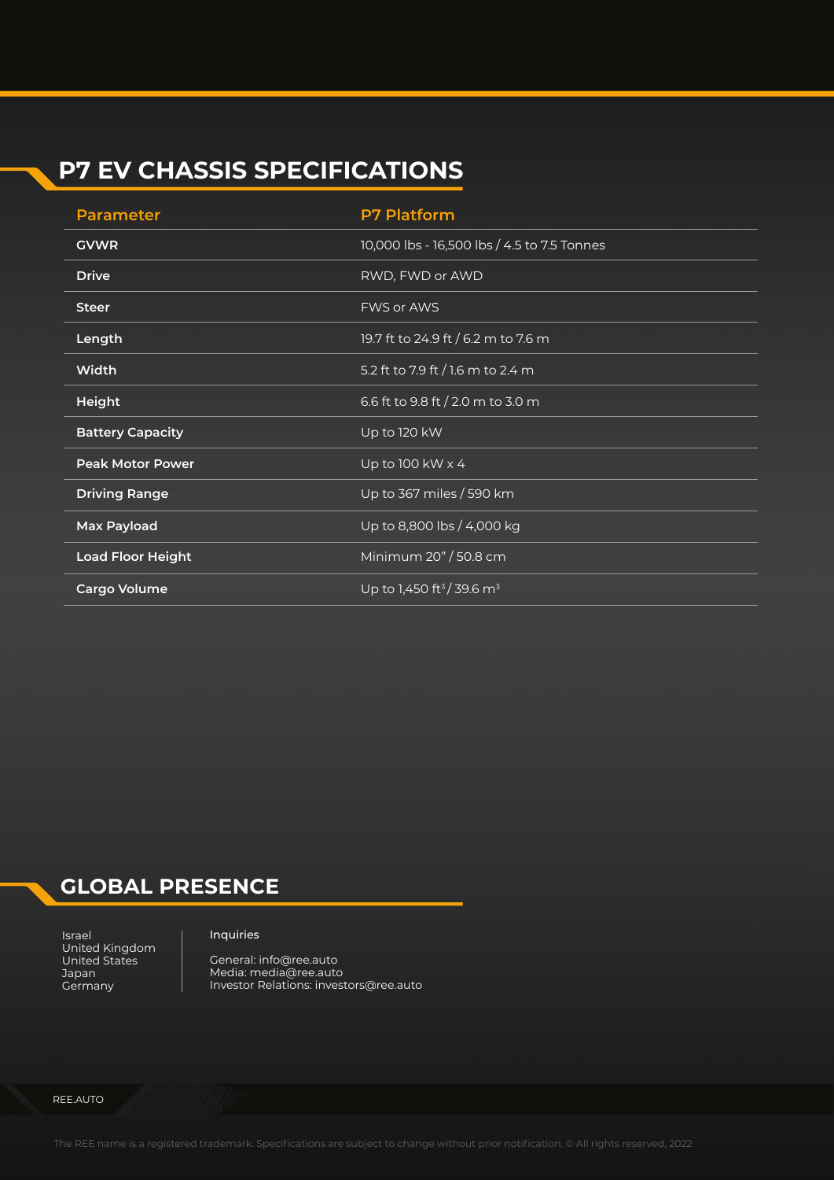## P7 EV CHASSIS SPECIFICATIONS

| Parameter | P7 Platform |
|---|---|
| **GVWR** | 10,000 lbs - 16,500 lbs / 4.5 to 7.5 Tonnes |
| **Drive** | RWD, FWD or AWD |
| **Steer** | FWS or AWS |
| **Length** | 19.7 ft to 24.9 ft / 6.2 m to 7.6 m |
| **Width** | 5.2 ft to 7.9 ft / 1.6 m to 2.4 m |
| **Height** | 6.6 ft to 9.8 ft / 2.0 m to 3.0 m |
| **Battery Capacity** | Up to 120 kW |
| **Peak Motor Power** | Up to 100 kW x 4 |
| **Driving Range** | Up to 367 miles / 590 km |
| **Max Payload** | Up to 8,800 lbs / 4,000 kg |
| **Load Floor Height** | Minimum 20" / 50.8 cm |
| **Cargo Volume** | Up to 1,450 $ft^3$ / 39.6 $m^3$ |

## GLOBAL PRESENCE

Israel
United Kingdom
United States
Japan
Germany

Inquiries

General: info@ree.auto
Media: media@ree.auto
Investor Relations: investors@ree.auto

REE.AUTO

The REE name is a registered trademark. Specifications are subject to change without prior notification. © All rights reserved, 2022